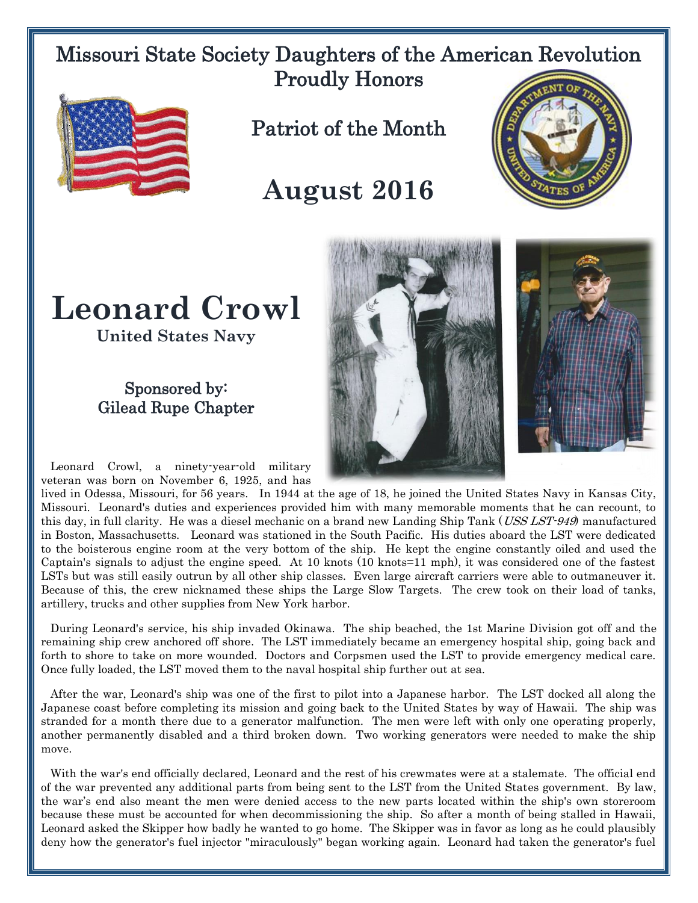# Missouri State Society Daughters of the American Revolution Proudly Honors

## Patriot of the Month

## August 2016

# Leonard Crowl

**United States Navy**

### Sponsored by: Gilead Rupe Chapter

Leonard Crowl, a ninety-year-old military veteran was born on November 6, 1925, and has lived in Odessa, Missouri, for 56 years. In 1944 at the age of 18, he joined the United States Navy in Kansas City, Missouri. Leonard's duties and experiences provided him with many memorable moments that he can recount, to this day, in full clarity. He was a diesel mechanic on a brand new Landing Ship Tank (*USS LST-949*) manufactured in Boston, Massachusetts. Leonard was stationed in the South Pacific. His duties aboard the LST were dedicated to the boisterous engine room at the very bottom of the ship. He kept the engine constantly oiled and used the Captain's signals to adjust the engine speed. At 10 knots (10 knots=11 mph), it was considered one of the fastest LSTs but was still easily outrun by all other ship classes. Even large aircraft carriers were able to outmaneuver it. Because of this, the crew nicknamed these ships the Large Slow Targets. The crew took on their load of tanks, artillery, trucks and other supplies from New York harbor.

During Leonard's service, his ship invaded Okinawa. The ship beached, the 1st Marine Division got off and the remaining ship crew anchored off shore. The LST immediately became an emergency hospital ship, going back and forth to shore to take on more wounded. Doctors and Corpsmen used the LST to provide emergency medical care. Once fully loaded, the LST moved them to the naval hospital ship further out at sea.

After the war, Leonard's ship was one of the first to pilot into a Japanese harbor. The LST docked all along the Japanese coast before completing its mission and going back to the United States by way of Hawaii. The ship was stranded for a month there due to a generator malfunction. The men were left with only one operating properly, another permanently disabled and a third broken down. Two working generators were needed to make the ship move.

With the war's end officially declared, Leonard and the rest of his crewmates were at a stalemate. The official end of the war prevented any additional parts from being sent to the LST from the United States government. By law, the war's end also meant the men were denied access to the new parts located within the ship's own storeroom because these must be accounted for when decommissioning the ship. So after a month of being stalled in Hawaii, Leonard asked the Skipper how badly he wanted to go home. The Skipper was in favor as long as he could plausibly deny how the generator's fuel injector "miraculously" began working again. Leonard had taken the generator's fuel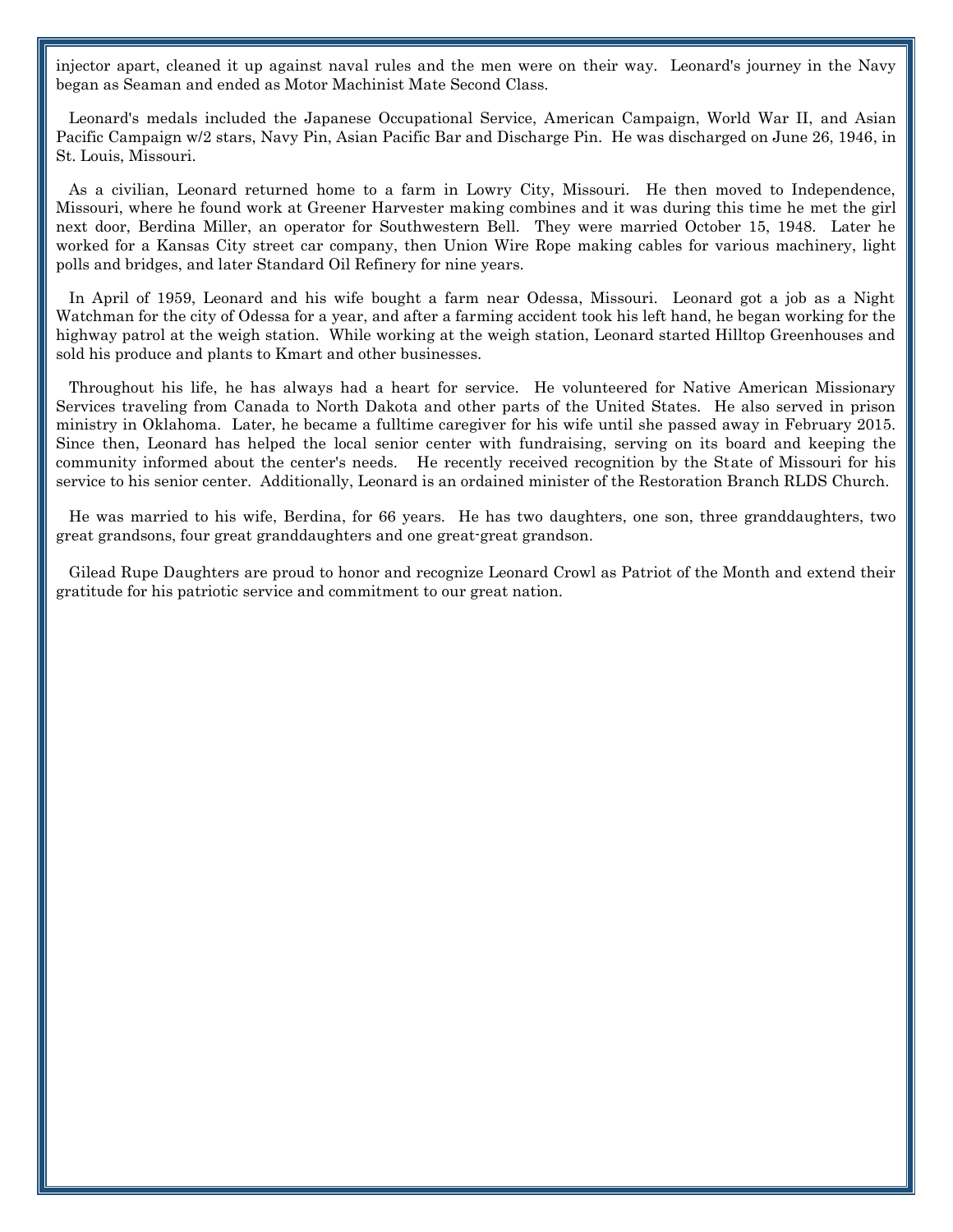injector apart, cleaned it up against naval rules and the men were on their way. Leonard's journey in the Navy began as Seaman and ended as Motor Machinist Mate Second Class.

Leonard's medals included the Japanese Occupational Service, American Campaign, World War II, and Asian Pacific Campaign w/2 stars, Navy Pin, Asian Pacific Bar and Discharge Pin. He was discharged on June 26, 1946, in St. Louis, Missouri.

As a civilian, Leonard returned home to a farm in Lowry City, Missouri. He then moved to Independence, Missouri, where he found work at Greener Harvester making combines and it was during this time he met the girl next door, Berdina Miller, an operator for Southwestern Bell. They were married October 15, 1948. Later he worked for a Kansas City street car company, then Union Wire Rope making cables for various machinery, light polls and bridges, and later Standard Oil Refinery for nine years.

In April of 1959, Leonard and his wife bought a farm near Odessa, Missouri. Leonard got a job as a Night Watchman for the city of Odessa for a year, and after a farming accident took his left hand, he began working for the highway patrol at the weigh station. While working at the weigh station, Leonard started Hilltop Greenhouses and sold his produce and plants to Kmart and other businesses.

Throughout his life, he has always had a heart for service. He volunteered for Native American Missionary Services traveling from Canada to North Dakota and other parts of the United States. He also served in prison ministry in Oklahoma. Later, he became a fulltime caregiver for his wife until she passed away in February 2015. Since then, Leonard has helped the local senior center with fundraising, serving on its board and keeping the community informed about the center's needs. He recently received recognition by the State of Missouri for his service to his senior center. Additionally, Leonard is an ordained minister of the Restoration Branch RLDS Church.

He was married to his wife, Berdina, for 66 years. He has two daughters, one son, three granddaughters, two great grandsons, four great granddaughters and one great-great grandson.

Gilead Rupe Daughters are proud to honor and recognize Leonard Crowl as Patriot of the Month and extend their gratitude for his patriotic service and commitment to our great nation.